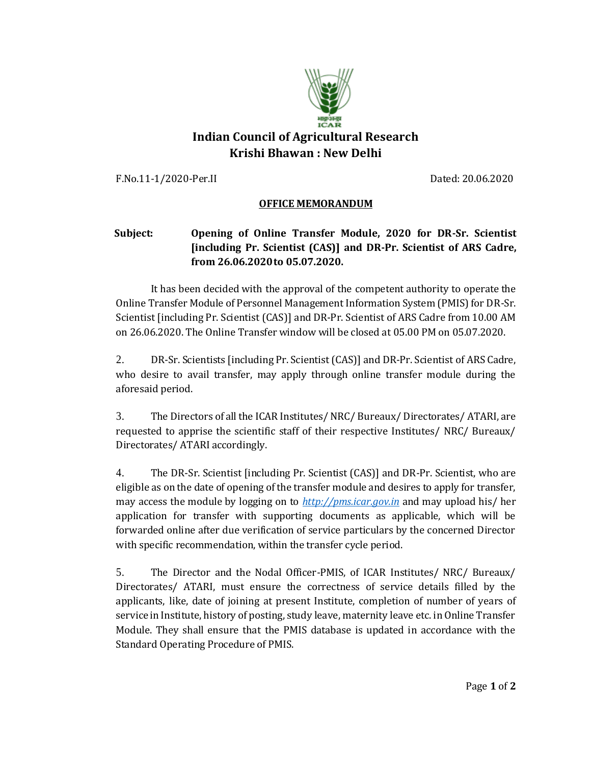# Indian Council of Agricultural Research
## Krishi Bhawan : New Delhi

F.No.11-1/2020-Per.II                                                                 Dated: 20.06.2020

**OFFICE MEMORANDUM**

**Subject:** **Opening of Online Transfer Module, 2020 for DR-Sr. Scientist [including Pr. Scientist (CAS)] and DR-Pr. Scientist of ARS Cadre, from 26.06.2020 to 05.07.2020.**

It has been decided with the approval of the competent authority to operate the Online Transfer Module of Personnel Management Information System (PMIS) for DR-Sr. Scientist [including Pr. Scientist (CAS)] and DR-Pr. Scientist of ARS Cadre from 10.00 AM on 26.06.2020. The Online Transfer window will be closed at 05.00 PM on 05.07.2020.

2. DR-Sr. Scientists [including Pr. Scientist (CAS)] and DR-Pr. Scientist of ARS Cadre, who desire to avail transfer, may apply through online transfer module during the aforesaid period.

3. The Directors of all the ICAR Institutes/ NRC/ Bureaux/ Directorates/ ATARI, are requested to apprise the scientific staff of their respective Institutes/ NRC/ Bureaux/ Directorates/ ATARI accordingly.

4. The DR-Sr. Scientist [including Pr. Scientist (CAS)] and DR-Pr. Scientist, who are eligible as on the date of opening of the transfer module and desires to apply for transfer, may access the module by logging on to *http://pms.icar.gov.in* and may upload his/ her application for transfer with supporting documents as applicable, which will be forwarded online after due verification of service particulars by the concerned Director with specific recommendation, within the transfer cycle period.

5. The Director and the Nodal Officer-PMIS, of ICAR Institutes/ NRC/ Bureaux/ Directorates/ ATARI, must ensure the correctness of service details filled by the applicants, like, date of joining at present Institute, completion of number of years of service in Institute, history of posting, study leave, maternity leave etc. in Online Transfer Module. They shall ensure that the PMIS database is updated in accordance with the Standard Operating Procedure of PMIS.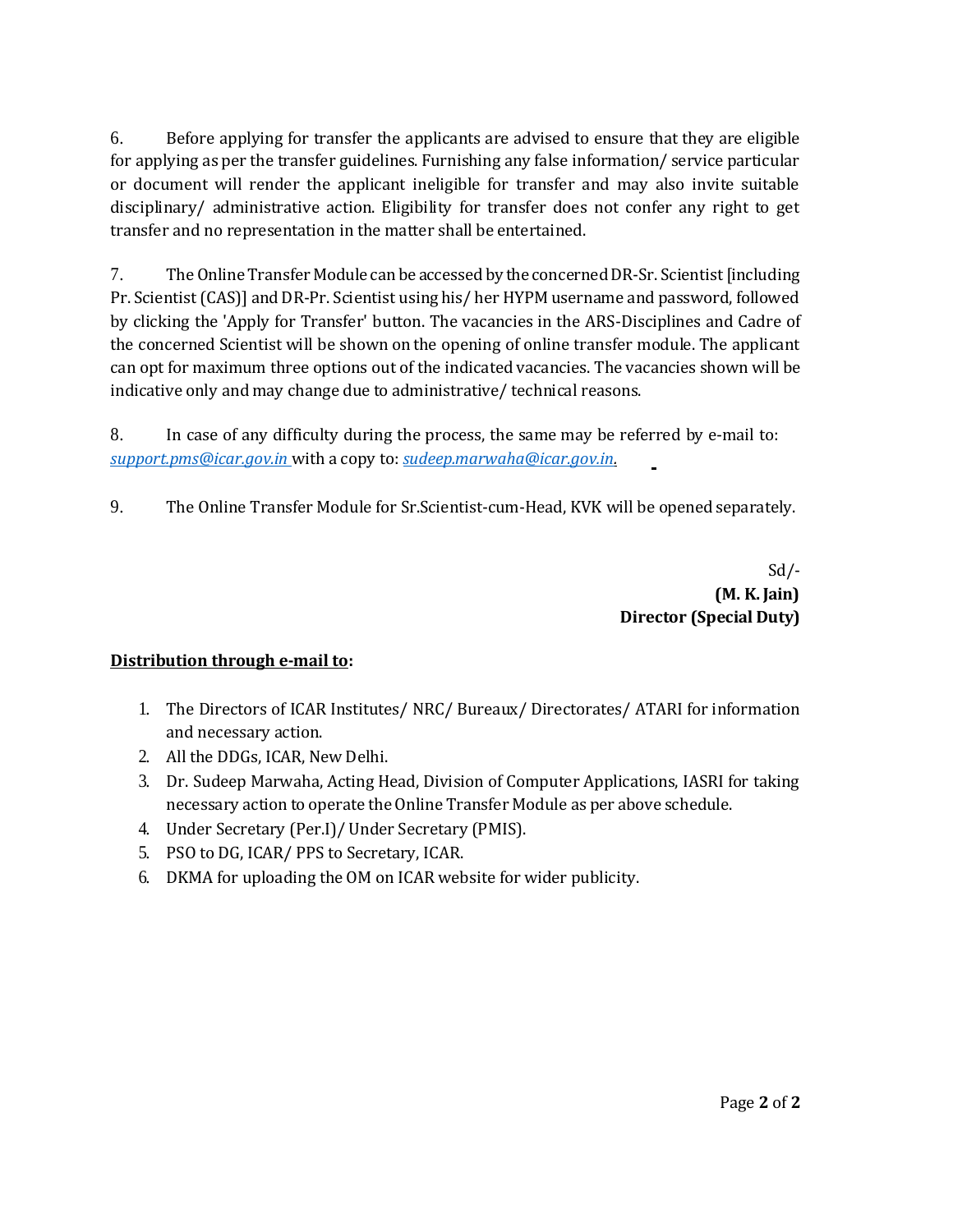6. Before applying for transfer the applicants are advised to ensure that they are eligible for applying as per the transfer guidelines. Furnishing any false information/ service particular or document will render the applicant ineligible for transfer and may also invite suitable disciplinary/ administrative action. Eligibility for transfer does not confer any right to get transfer and no representation in the matter shall be entertained.

7. The Online Transfer Module can be accessed by the concerned DR-Sr. Scientist [including Pr. Scientist (CAS)] and DR-Pr. Scientist using his/ her HYPM username and password, followed by clicking the 'Apply for Transfer' button. The vacancies in the ARS-Disciplines and Cadre of the concerned Scientist will be shown on the opening of online transfer module. The applicant can opt for maximum three options out of the indicated vacancies. The vacancies shown will be indicative only and may change due to administrative/ technical reasons.

8. In case of any difficulty during the process, the same may be referred by e-mail to: *support.pms@icar.gov.in* with a copy to: *sudeep.marwaha@icar.gov.in*.

9. The Online Transfer Module for Sr.Scientist-cum-Head, KVK will be opened separately.

Sd/-
**(M. K. Jain)**
**Director (Special Duty)**

**Distribution through e-mail to:**

1. The Directors of ICAR Institutes/ NRC/ Bureaux/ Directorates/ ATARI for information and necessary action.
2. All the DDGs, ICAR, New Delhi.
3. Dr. Sudeep Marwaha, Acting Head, Division of Computer Applications, IASRI for taking necessary action to operate the Online Transfer Module as per above schedule.
4. Under Secretary (Per.I)/ Under Secretary (PMIS).
5. PSO to DG, ICAR/ PPS to Secretary, ICAR.
6. DKMA for uploading the OM on ICAR website for wider publicity.